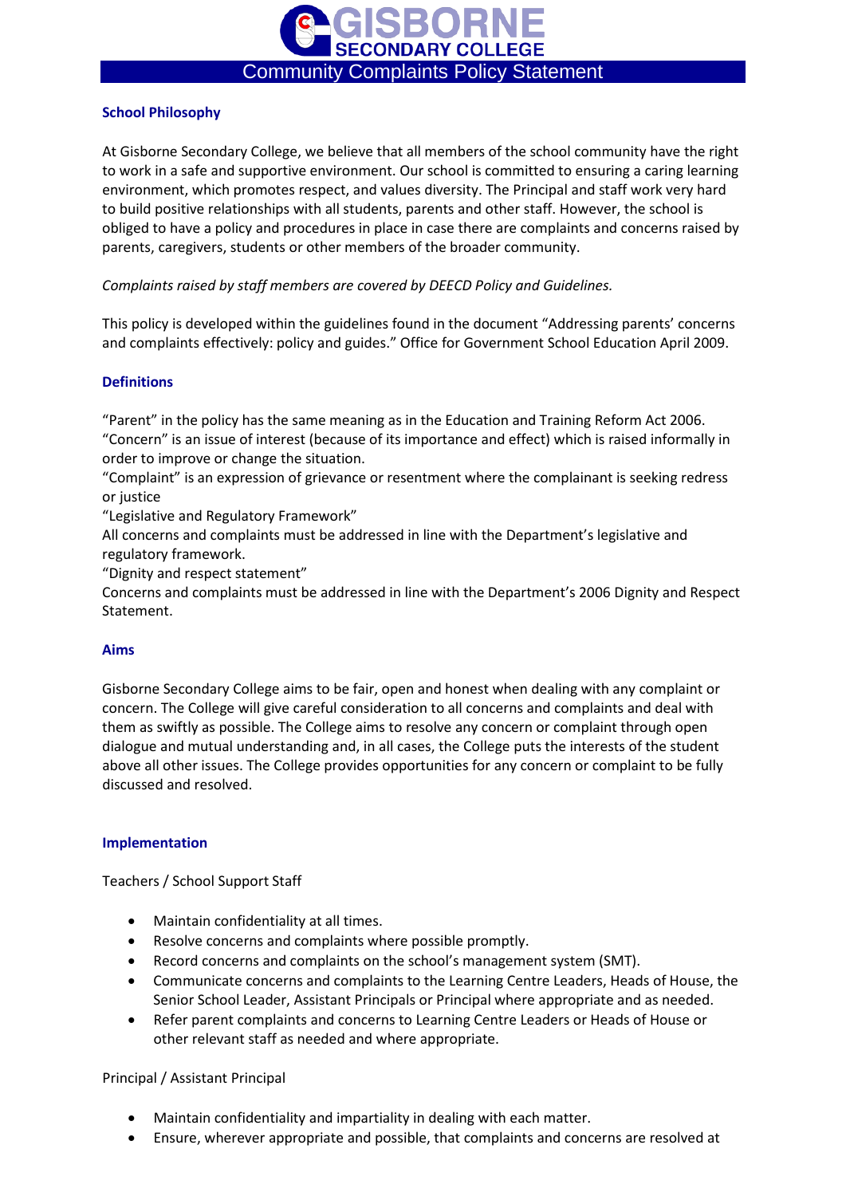# GISBORNE SECONDARY COLLEGE

## Community Complaints Policy Statement

### School Philosophy

At Gisborne Secondary College, we believe that all members of the school community have the right to work in a safe and supportive environment. Our school is committed to ensuring a caring learning environment, which promotes respect, and values diversity. The Principal and staff work very hard to build positive relationships with all students, parents and other staff. However, the school is obliged to have a policy and procedures in place in case there are complaints and concerns raised by parents, caregivers, students or other members of the broader community.

*Complaints raised by staff members are covered by DEECD Policy and Guidelines.*

This policy is developed within the guidelines found in the document "Addressing parents' concerns and complaints effectively: policy and guides." Office for Government School Education April 2009.

### Definitions

"Parent" in the policy has the same meaning as in the Education and Training Reform Act 2006.
"Concern" is an issue of interest (because of its importance and effect) which is raised informally in order to improve or change the situation.
"Complaint" is an expression of grievance or resentment where the complainant is seeking redress or justice
"Legislative and Regulatory Framework"
All concerns and complaints must be addressed in line with the Department's legislative and regulatory framework.
"Dignity and respect statement"
Concerns and complaints must be addressed in line with the Department's 2006 Dignity and Respect Statement.

### Aims

Gisborne Secondary College aims to be fair, open and honest when dealing with any complaint or concern. The College will give careful consideration to all concerns and complaints and deal with them as swiftly as possible. The College aims to resolve any concern or complaint through open dialogue and mutual understanding and, in all cases, the College puts the interests of the student above all other issues. The College provides opportunities for any concern or complaint to be fully discussed and resolved.

### Implementation

Teachers / School Support Staff

- Maintain confidentiality at all times.
- Resolve concerns and complaints where possible promptly.
- Record concerns and complaints on the school's management system (SMT).
- Communicate concerns and complaints to the Learning Centre Leaders, Heads of House, the Senior School Leader, Assistant Principals or Principal where appropriate and as needed.
- Refer parent complaints and concerns to Learning Centre Leaders or Heads of House or other relevant staff as needed and where appropriate.

Principal / Assistant Principal

- Maintain confidentiality and impartiality in dealing with each matter.
- Ensure, wherever appropriate and possible, that complaints and concerns are resolved at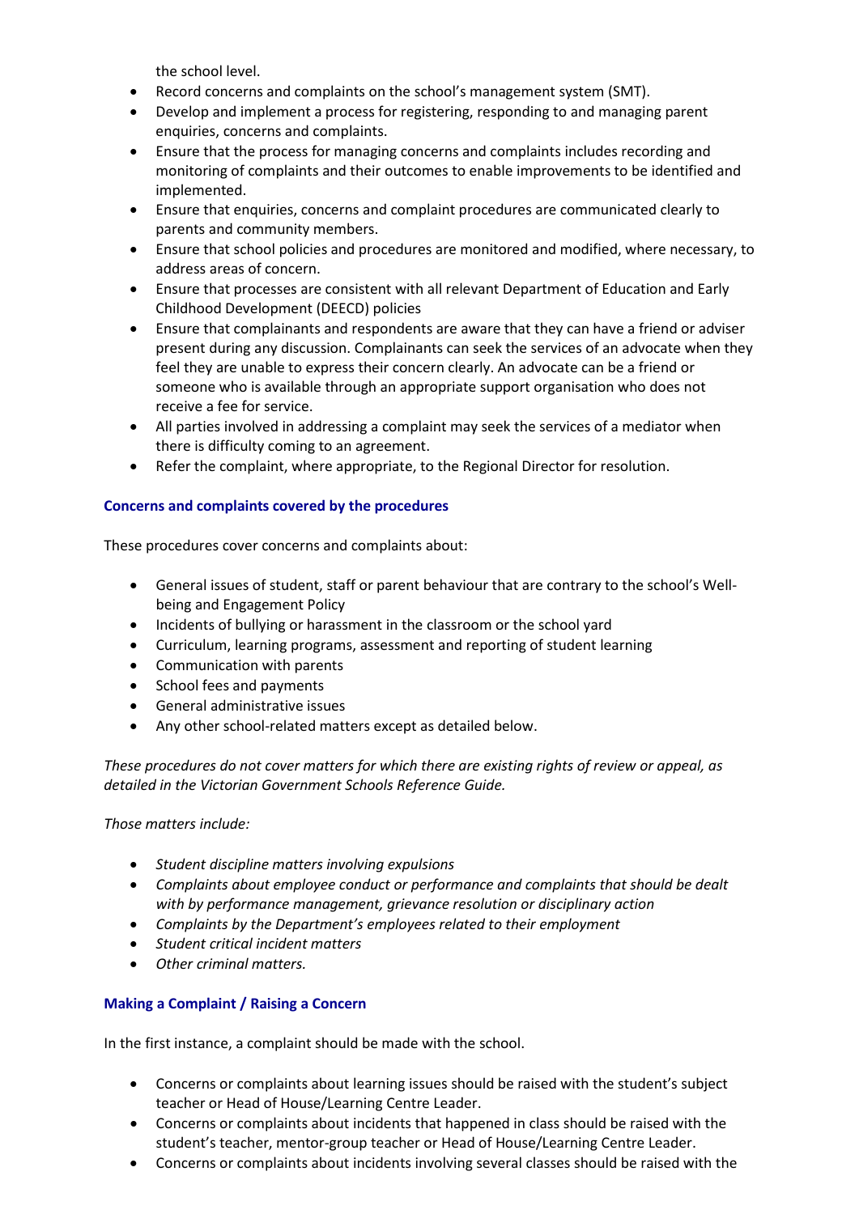the school level.

- Record concerns and complaints on the school's management system (SMT).
- Develop and implement a process for registering, responding to and managing parent enquiries, concerns and complaints.
- Ensure that the process for managing concerns and complaints includes recording and monitoring of complaints and their outcomes to enable improvements to be identified and implemented.
- Ensure that enquiries, concerns and complaint procedures are communicated clearly to parents and community members.
- Ensure that school policies and procedures are monitored and modified, where necessary, to address areas of concern.
- Ensure that processes are consistent with all relevant Department of Education and Early Childhood Development (DEECD) policies
- Ensure that complainants and respondents are aware that they can have a friend or adviser present during any discussion. Complainants can seek the services of an advocate when they feel they are unable to express their concern clearly. An advocate can be a friend or someone who is available through an appropriate support organisation who does not receive a fee for service.
- All parties involved in addressing a complaint may seek the services of a mediator when there is difficulty coming to an agreement.
- Refer the complaint, where appropriate, to the Regional Director for resolution.

### Concerns and complaints covered by the procedures

These procedures cover concerns and complaints about:

- General issues of student, staff or parent behaviour that are contrary to the school's Well-being and Engagement Policy
- Incidents of bullying or harassment in the classroom or the school yard
- Curriculum, learning programs, assessment and reporting of student learning
- Communication with parents
- School fees and payments
- General administrative issues
- Any other school-related matters except as detailed below.

*These procedures do not cover matters for which there are existing rights of review or appeal, as detailed in the Victorian Government Schools Reference Guide.*

*Those matters include:*

- *Student discipline matters involving expulsions*
- *Complaints about employee conduct or performance and complaints that should be dealt with by performance management, grievance resolution or disciplinary action*
- *Complaints by the Department's employees related to their employment*
- *Student critical incident matters*
- *Other criminal matters.*

### Making a Complaint / Raising a Concern

In the first instance, a complaint should be made with the school.

- Concerns or complaints about learning issues should be raised with the student's subject teacher or Head of House/Learning Centre Leader.
- Concerns or complaints about incidents that happened in class should be raised with the student's teacher, mentor-group teacher or Head of House/Learning Centre Leader.
- Concerns or complaints about incidents involving several classes should be raised with the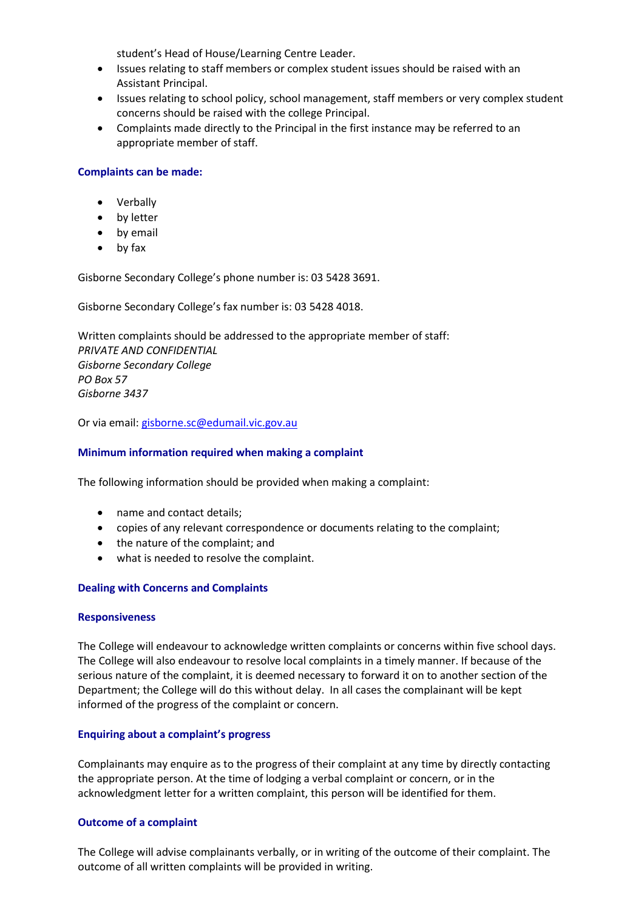student's Head of House/Learning Centre Leader.

- Issues relating to staff members or complex student issues should be raised with an Assistant Principal.
- Issues relating to school policy, school management, staff members or very complex student concerns should be raised with the college Principal.
- Complaints made directly to the Principal in the first instance may be referred to an appropriate member of staff.

### Complaints can be made:

- Verbally
- by letter
- by email
- by fax

Gisborne Secondary College's phone number is: 03 5428 3691.

Gisborne Secondary College's fax number is: 03 5428 4018.

Written complaints should be addressed to the appropriate member of staff:
*PRIVATE AND CONFIDENTIAL*
*Gisborne Secondary College*
*PO Box 57*
*Gisborne 3437*

Or via email: gisborne.sc@edumail.vic.gov.au

### Minimum information required when making a complaint

The following information should be provided when making a complaint:

- name and contact details;
- copies of any relevant correspondence or documents relating to the complaint;
- the nature of the complaint; and
- what is needed to resolve the complaint.

### Dealing with Concerns and Complaints

#### Responsiveness

The College will endeavour to acknowledge written complaints or concerns within five school days. The College will also endeavour to resolve local complaints in a timely manner. If because of the serious nature of the complaint, it is deemed necessary to forward it on to another section of the Department; the College will do this without delay. In all cases the complainant will be kept informed of the progress of the complaint or concern.

#### Enquiring about a complaint's progress

Complainants may enquire as to the progress of their complaint at any time by directly contacting the appropriate person. At the time of lodging a verbal complaint or concern, or in the acknowledgment letter for a written complaint, this person will be identified for them.

#### Outcome of a complaint

The College will advise complainants verbally, or in writing of the outcome of their complaint. The outcome of all written complaints will be provided in writing.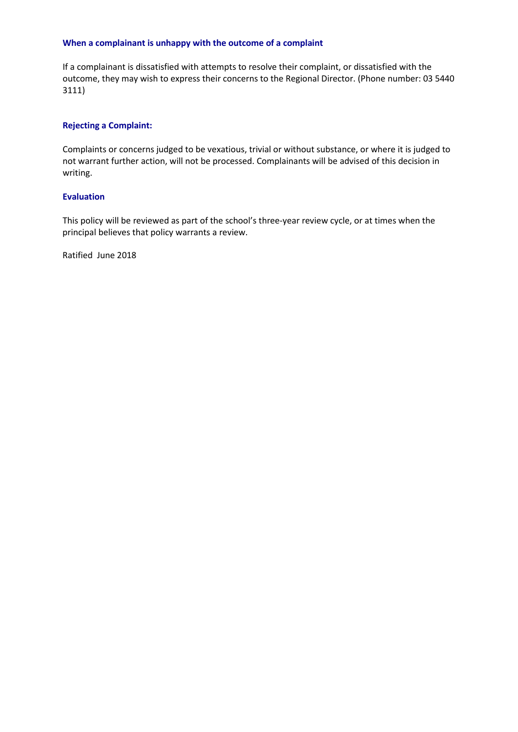### When a complainant is unhappy with the outcome of a complaint

If a complainant is dissatisfied with attempts to resolve their complaint, or dissatisfied with the outcome, they may wish to express their concerns to the Regional Director. (Phone number: 03 5440 3111)

### Rejecting a Complaint:

Complaints or concerns judged to be vexatious, trivial or without substance, or where it is judged to not warrant further action, will not be processed. Complainants will be advised of this decision in writing.

### Evaluation

This policy will be reviewed as part of the school's three-year review cycle, or at times when the principal believes that policy warrants a review.

Ratified June 2018